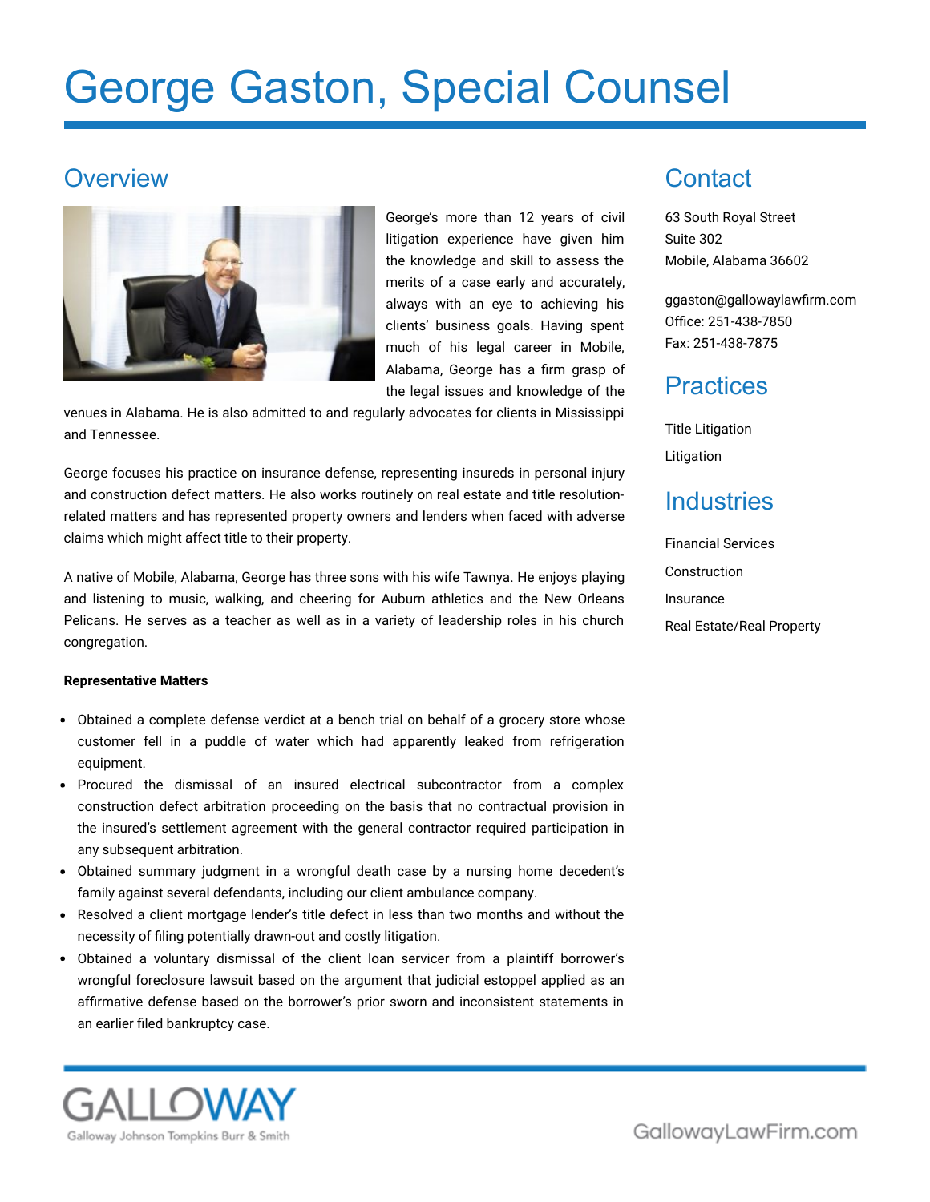# George Gaston, Special Counsel

## Overview

George's more than 12 years of civil litigation experience have given him the knowledge and skill to assess the merits of a case early and accurately, always with an eye to achieving his clients' business goals. Having spent much of his legal career in Mobile, Alabama, George has a firm grasp of the legal issues and knowledge of the venues in Alabama. He is also admitted to and regularly advocates for clients in Mississippi and Tennessee.

George focuses his practice on insurance defense, representing insureds in personal injury and construction defect matters. He also works routinely on real estate and title resolution-related matters and has represented property owners and lenders when faced with adverse claims which might affect title to their property.

A native of Mobile, Alabama, George has three sons with his wife Tawnya. He enjoys playing and listening to music, walking, and cheering for Auburn athletics and the New Orleans Pelicans. He serves as a teacher as well as in a variety of leadership roles in his church congregation.

**Representative Matters**

- Obtained a complete defense verdict at a bench trial on behalf of a grocery store whose customer fell in a puddle of water which had apparently leaked from refrigeration equipment.
- Procured the dismissal of an insured electrical subcontractor from a complex construction defect arbitration proceeding on the basis that no contractual provision in the insured's settlement agreement with the general contractor required participation in any subsequent arbitration.
- Obtained summary judgment in a wrongful death case by a nursing home decedent's family against several defendants, including our client ambulance company.
- Resolved a client mortgage lender's title defect in less than two months and without the necessity of filing potentially drawn-out and costly litigation.
- Obtained a voluntary dismissal of the client loan servicer from a plaintiff borrower's wrongful foreclosure lawsuit based on the argument that judicial estoppel applied as an affirmative defense based on the borrower's prior sworn and inconsistent statements in an earlier filed bankruptcy case.

## Contact

63 South Royal Street
Suite 302
Mobile, Alabama 36602

ggaston@gallowaylawfirm.com
Office: 251-438-7850
Fax: 251-438-7875

## Practices

Title Litigation

Litigation

## Industries

Financial Services

Construction

Insurance

Real Estate/Real Property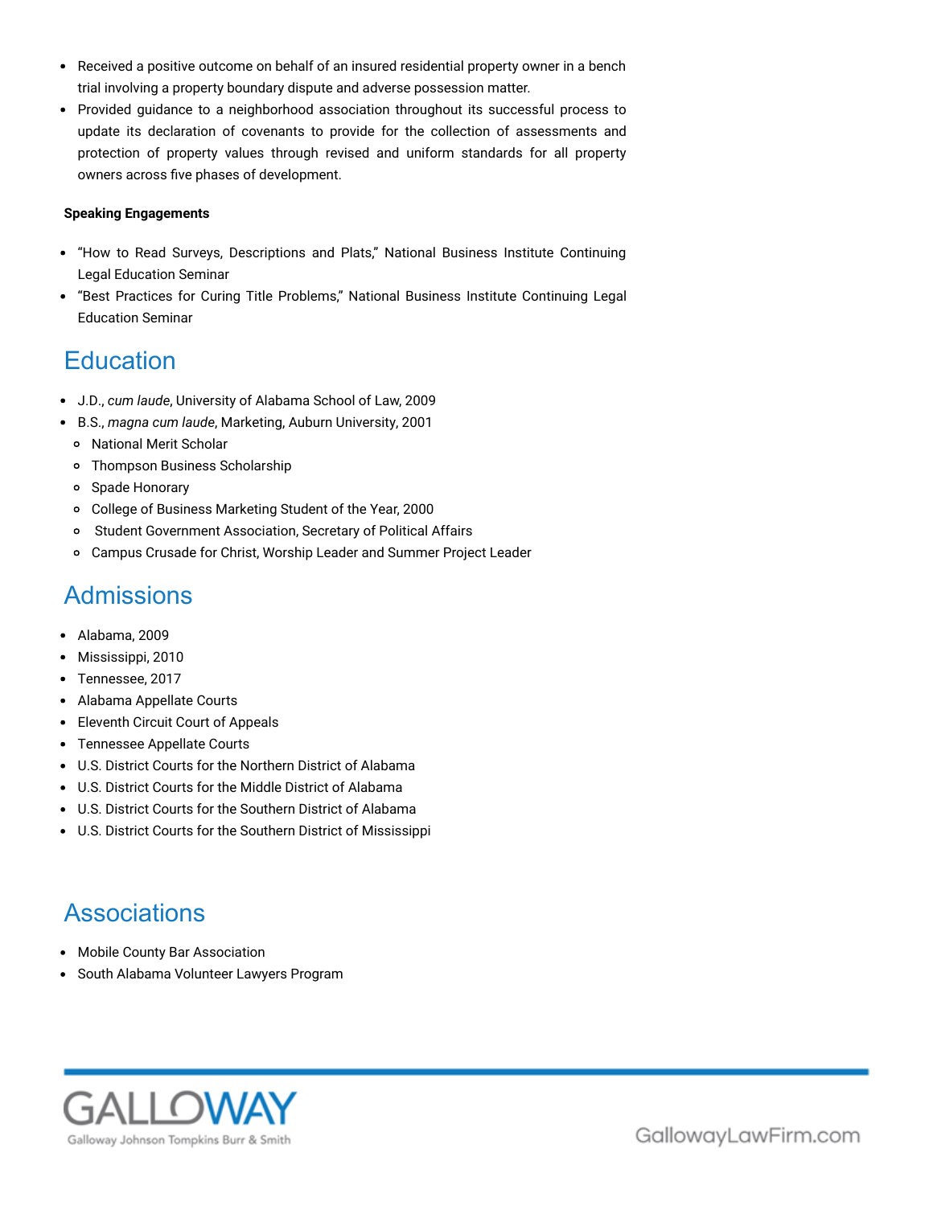- Received a positive outcome on behalf of an insured residential property owner in a bench trial involving a property boundary dispute and adverse possession matter.
- Provided guidance to a neighborhood association throughout its successful process to update its declaration of covenants to provide for the collection of assessments and protection of property values through revised and uniform standards for all property owners across five phases of development.

**Speaking Engagements**

- "How to Read Surveys, Descriptions and Plats," National Business Institute Continuing Legal Education Seminar
- "Best Practices for Curing Title Problems," National Business Institute Continuing Legal Education Seminar

## Education

- J.D., *cum laude*, University of Alabama School of Law, 2009
- B.S., *magna cum laude*, Marketing, Auburn University, 2001
  - National Merit Scholar
  - Thompson Business Scholarship
  - Spade Honorary
  - College of Business Marketing Student of the Year, 2000
  - Student Government Association, Secretary of Political Affairs
  - Campus Crusade for Christ, Worship Leader and Summer Project Leader

## Admissions

- Alabama, 2009
- Mississippi, 2010
- Tennessee, 2017
- Alabama Appellate Courts
- Eleventh Circuit Court of Appeals
- Tennessee Appellate Courts
- U.S. District Courts for the Northern District of Alabama
- U.S. District Courts for the Middle District of Alabama
- U.S. District Courts for the Southern District of Alabama
- U.S. District Courts for the Southern District of Mississippi

## Associations

- Mobile County Bar Association
- South Alabama Volunteer Lawyers Program